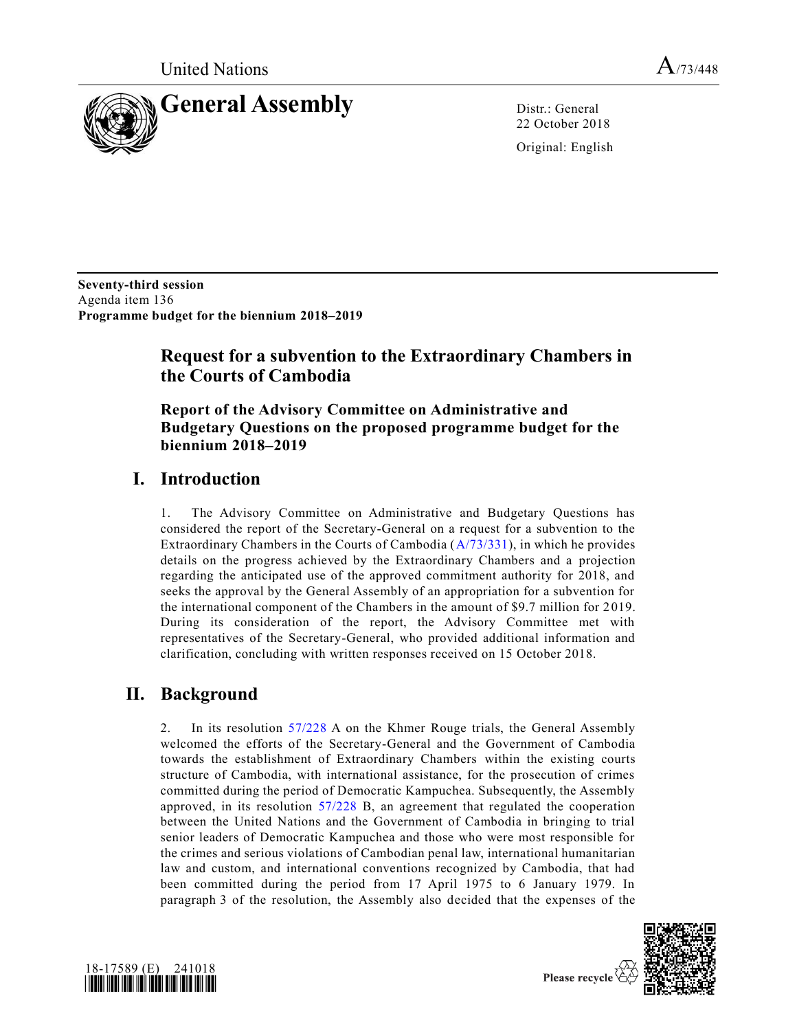United Nations

A/73/448

# General Assembly

Distr.: General
22 October 2018

Original: English

**Seventy-third session**
Agenda item 136
**Programme budget for the biennium 2018–2019**

## Request for a subvention to the Extraordinary Chambers in the Courts of Cambodia

### Report of the Advisory Committee on Administrative and Budgetary Questions on the proposed programme budget for the biennium 2018–2019

## I. Introduction

1. The Advisory Committee on Administrative and Budgetary Questions has considered the report of the Secretary-General on a request for a subvention to the Extraordinary Chambers in the Courts of Cambodia (A/73/331), in which he provides details on the progress achieved by the Extraordinary Chambers and a projection regarding the anticipated use of the approved commitment authority for 2018, and seeks the approval by the General Assembly of an appropriation for a subvention for the international component of the Chambers in the amount of $9.7 million for 2019. During its consideration of the report, the Advisory Committee met with representatives of the Secretary-General, who provided additional information and clarification, concluding with written responses received on 15 October 2018.

## II. Background

2. In its resolution 57/228 A on the Khmer Rouge trials, the General Assembly welcomed the efforts of the Secretary-General and the Government of Cambodia towards the establishment of Extraordinary Chambers within the existing courts structure of Cambodia, with international assistance, for the prosecution of crimes committed during the period of Democratic Kampuchea. Subsequently, the Assembly approved, in its resolution 57/228 B, an agreement that regulated the cooperation between the United Nations and the Government of Cambodia in bringing to trial senior leaders of Democratic Kampuchea and those who were most responsible for the crimes and serious violations of Cambodian penal law, international humanitarian law and custom, and international conventions recognized by Cambodia, that had been committed during the period from 17 April 1975 to 6 January 1979. In paragraph 3 of the resolution, the Assembly also decided that the expenses of the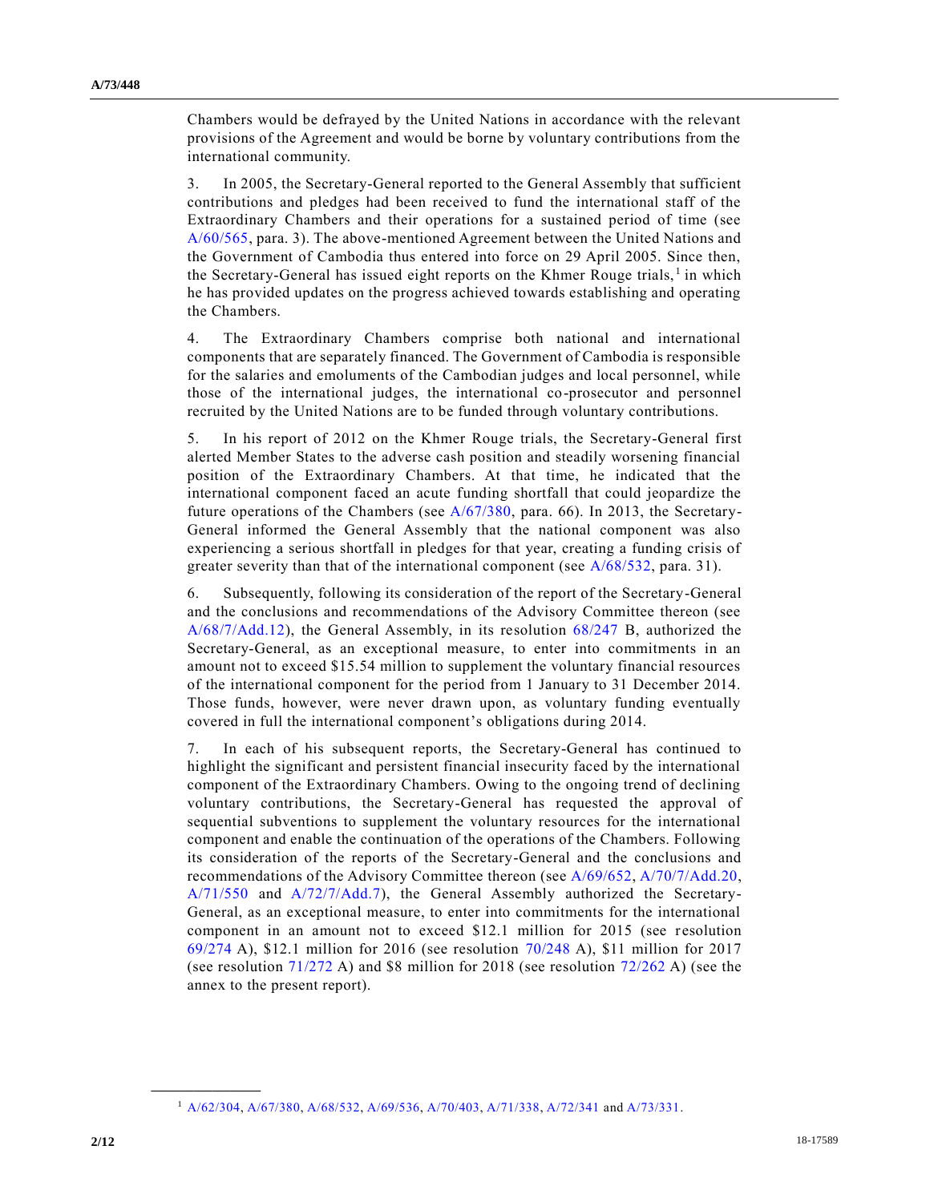Chambers would be defrayed by the United Nations in accordance with the relevant provisions of the Agreement and would be borne by voluntary contributions from the international community.

3. In 2005, the Secretary-General reported to the General Assembly that sufficient contributions and pledges had been received to fund the international staff of the Extraordinary Chambers and their operations for a sustained period of time (see A/60/565, para. 3). The above-mentioned Agreement between the United Nations and the Government of Cambodia thus entered into force on 29 April 2005. Since then, the Secretary-General has issued eight reports on the Khmer Rouge trials,[1] in which he has provided updates on the progress achieved towards establishing and operating the Chambers.

4. The Extraordinary Chambers comprise both national and international components that are separately financed. The Government of Cambodia is responsible for the salaries and emoluments of the Cambodian judges and local personnel, while those of the international judges, the international co-prosecutor and personnel recruited by the United Nations are to be funded through voluntary contributions.

5. In his report of 2012 on the Khmer Rouge trials, the Secretary-General first alerted Member States to the adverse cash position and steadily worsening financial position of the Extraordinary Chambers. At that time, he indicated that the international component faced an acute funding shortfall that could jeopardize the future operations of the Chambers (see A/67/380, para. 66). In 2013, the Secretary-General informed the General Assembly that the national component was also experiencing a serious shortfall in pledges for that year, creating a funding crisis of greater severity than that of the international component (see A/68/532, para. 31).

6. Subsequently, following its consideration of the report of the Secretary-General and the conclusions and recommendations of the Advisory Committee thereon (see A/68/7/Add.12), the General Assembly, in its resolution 68/247 B, authorized the Secretary-General, as an exceptional measure, to enter into commitments in an amount not to exceed $15.54 million to supplement the voluntary financial resources of the international component for the period from 1 January to 31 December 2014. Those funds, however, were never drawn upon, as voluntary funding eventually covered in full the international component's obligations during 2014.

7. In each of his subsequent reports, the Secretary-General has continued to highlight the significant and persistent financial insecurity faced by the international component of the Extraordinary Chambers. Owing to the ongoing trend of declining voluntary contributions, the Secretary-General has requested the approval of sequential subventions to supplement the voluntary resources for the international component and enable the continuation of the operations of the Chambers. Following its consideration of the reports of the Secretary-General and the conclusions and recommendations of the Advisory Committee thereon (see A/69/652, A/70/7/Add.20, A/71/550 and A/72/7/Add.7), the General Assembly authorized the Secretary-General, as an exceptional measure, to enter into commitments for the international component in an amount not to exceed $12.1 million for 2015 (see resolution 69/274 A), $12.1 million for 2016 (see resolution 70/248 A), $11 million for 2017 (see resolution 71/272 A) and $8 million for 2018 (see resolution 72/262 A) (see the annex to the present report).

[1] A/62/304, A/67/380, A/68/532, A/69/536, A/70/403, A/71/338, A/72/341 and A/73/331.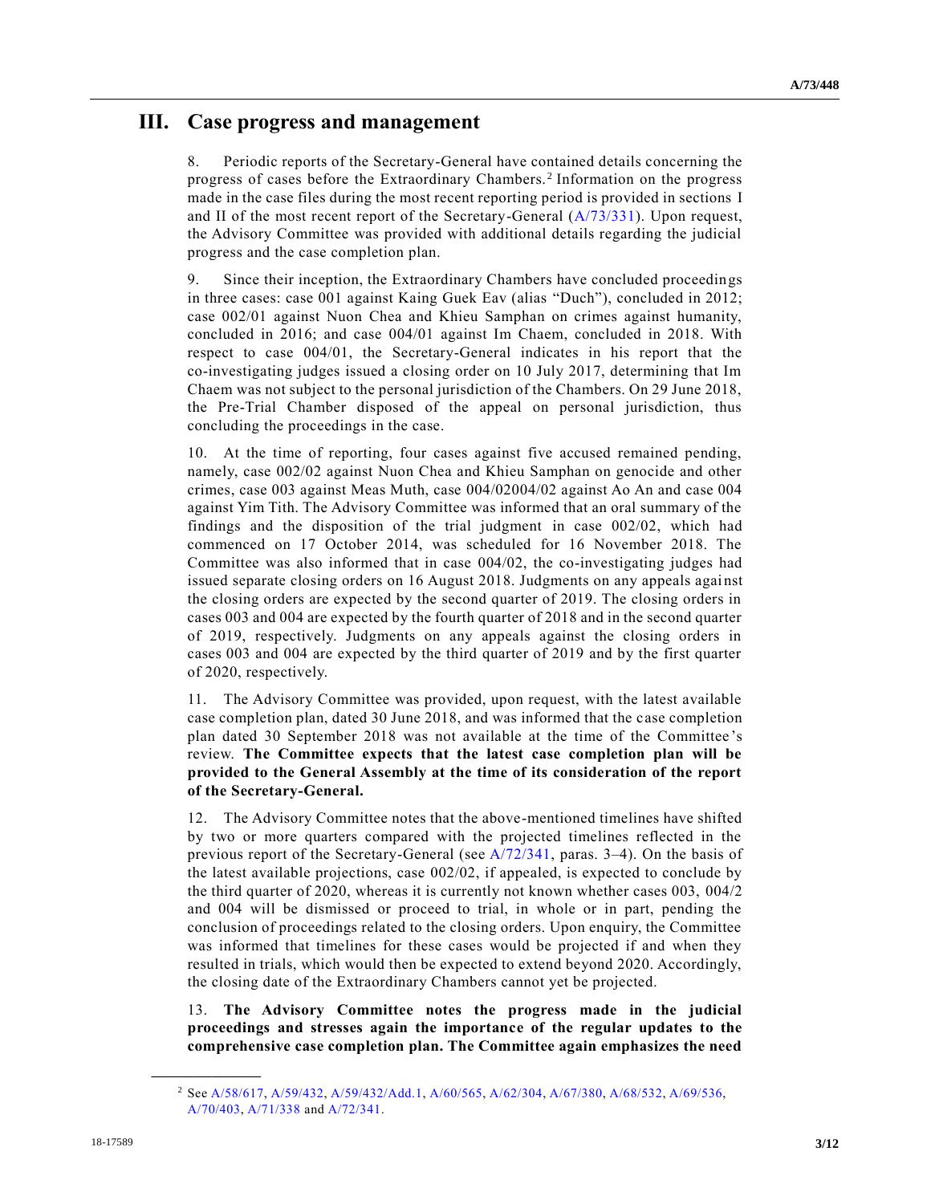## III. Case progress and management

8. Periodic reports of the Secretary-General have contained details concerning the progress of cases before the Extraordinary Chambers.[2] Information on the progress made in the case files during the most recent reporting period is provided in sections I and II of the most recent report of the Secretary-General (A/73/331). Upon request, the Advisory Committee was provided with additional details regarding the judicial progress and the case completion plan.

9. Since their inception, the Extraordinary Chambers have concluded proceedings in three cases: case 001 against Kaing Guek Eav (alias "Duch"), concluded in 2012; case 002/01 against Nuon Chea and Khieu Samphan on crimes against humanity, concluded in 2016; and case 004/01 against Im Chaem, concluded in 2018. With respect to case 004/01, the Secretary-General indicates in his report that the co-investigating judges issued a closing order on 10 July 2017, determining that Im Chaem was not subject to the personal jurisdiction of the Chambers. On 29 June 2018, the Pre-Trial Chamber disposed of the appeal on personal jurisdiction, thus concluding the proceedings in the case.

10. At the time of reporting, four cases against five accused remained pending, namely, case 002/02 against Nuon Chea and Khieu Samphan on genocide and other crimes, case 003 against Meas Muth, case 004/02004/02 against Ao An and case 004 against Yim Tith. The Advisory Committee was informed that an oral summary of the findings and the disposition of the trial judgment in case 002/02, which had commenced on 17 October 2014, was scheduled for 16 November 2018. The Committee was also informed that in case 004/02, the co-investigating judges had issued separate closing orders on 16 August 2018. Judgments on any appeals against the closing orders are expected by the second quarter of 2019. The closing orders in cases 003 and 004 are expected by the fourth quarter of 2018 and in the second quarter of 2019, respectively. Judgments on any appeals against the closing orders in cases 003 and 004 are expected by the third quarter of 2019 and by the first quarter of 2020, respectively.

11. The Advisory Committee was provided, upon request, with the latest available case completion plan, dated 30 June 2018, and was informed that the case completion plan dated 30 September 2018 was not available at the time of the Committee's review. **The Committee expects that the latest case completion plan will be provided to the General Assembly at the time of its consideration of the report of the Secretary-General.**

12. The Advisory Committee notes that the above-mentioned timelines have shifted by two or more quarters compared with the projected timelines reflected in the previous report of the Secretary-General (see A/72/341, paras. 3–4). On the basis of the latest available projections, case 002/02, if appealed, is expected to conclude by the third quarter of 2020, whereas it is currently not known whether cases 003, 004/2 and 004 will be dismissed or proceed to trial, in whole or in part, pending the conclusion of proceedings related to the closing orders. Upon enquiry, the Committee was informed that timelines for these cases would be projected if and when they resulted in trials, which would then be expected to extend beyond 2020. Accordingly, the closing date of the Extraordinary Chambers cannot yet be projected.

13. **The Advisory Committee notes the progress made in the judicial proceedings and stresses again the importance of the regular updates to the comprehensive case completion plan. The Committee again emphasizes the need**

---

[2] See A/58/617, A/59/432, A/59/432/Add.1, A/60/565, A/62/304, A/67/380, A/68/532, A/69/536, A/70/403, A/71/338 and A/72/341.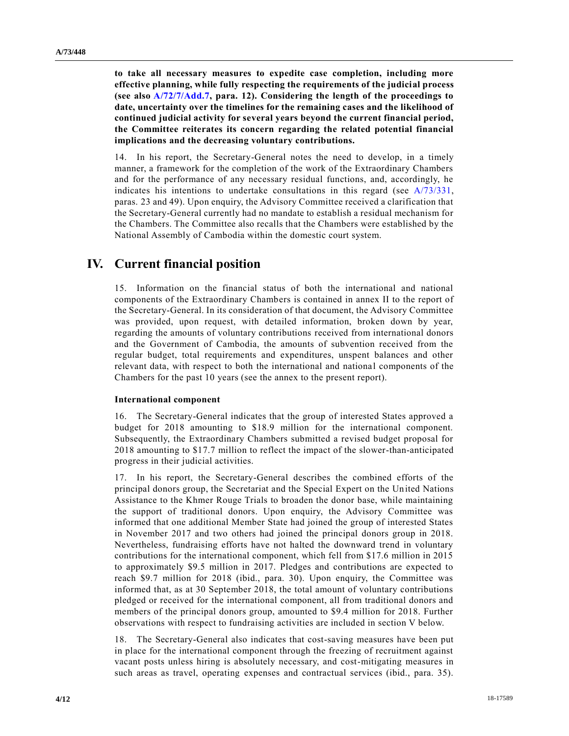**to take all necessary measures to expedite case completion, including more effective planning, while fully respecting the requirements of the judicial process (see also A/72/7/Add.7, para. 12). Considering the length of the proceedings to date, uncertainty over the timelines for the remaining cases and the likelihood of continued judicial activity for several years beyond the current financial period, the Committee reiterates its concern regarding the related potential financial implications and the decreasing voluntary contributions.**

14. In his report, the Secretary-General notes the need to develop, in a timely manner, a framework for the completion of the work of the Extraordinary Chambers and for the performance of any necessary residual functions, and, accordingly, he indicates his intentions to undertake consultations in this regard (see A/73/331, paras. 23 and 49). Upon enquiry, the Advisory Committee received a clarification that the Secretary-General currently had no mandate to establish a residual mechanism for the Chambers. The Committee also recalls that the Chambers were established by the National Assembly of Cambodia within the domestic court system.

# IV. Current financial position

15. Information on the financial status of both the international and national components of the Extraordinary Chambers is contained in annex II to the report of the Secretary-General. In its consideration of that document, the Advisory Committee was provided, upon request, with detailed information, broken down by year, regarding the amounts of voluntary contributions received from international donors and the Government of Cambodia, the amounts of subvention received from the regular budget, total requirements and expenditures, unspent balances and other relevant data, with respect to both the international and national components of the Chambers for the past 10 years (see the annex to the present report).

### International component

16. The Secretary-General indicates that the group of interested States approved a budget for 2018 amounting to \$18.9 million for the international component. Subsequently, the Extraordinary Chambers submitted a revised budget proposal for 2018 amounting to \$17.7 million to reflect the impact of the slower-than-anticipated progress in their judicial activities.

17. In his report, the Secretary-General describes the combined efforts of the principal donors group, the Secretariat and the Special Expert on the United Nations Assistance to the Khmer Rouge Trials to broaden the donor base, while maintaining the support of traditional donors. Upon enquiry, the Advisory Committee was informed that one additional Member State had joined the group of interested States in November 2017 and two others had joined the principal donors group in 2018. Nevertheless, fundraising efforts have not halted the downward trend in voluntary contributions for the international component, which fell from \$17.6 million in 2015 to approximately \$9.5 million in 2017. Pledges and contributions are expected to reach \$9.7 million for 2018 (ibid., para. 30). Upon enquiry, the Committee was informed that, as at 30 September 2018, the total amount of voluntary contributions pledged or received for the international component, all from traditional donors and members of the principal donors group, amounted to \$9.4 million for 2018. Further observations with respect to fundraising activities are included in section V below.

18. The Secretary-General also indicates that cost-saving measures have been put in place for the international component through the freezing of recruitment against vacant posts unless hiring is absolutely necessary, and cost-mitigating measures in such areas as travel, operating expenses and contractual services (ibid., para. 35).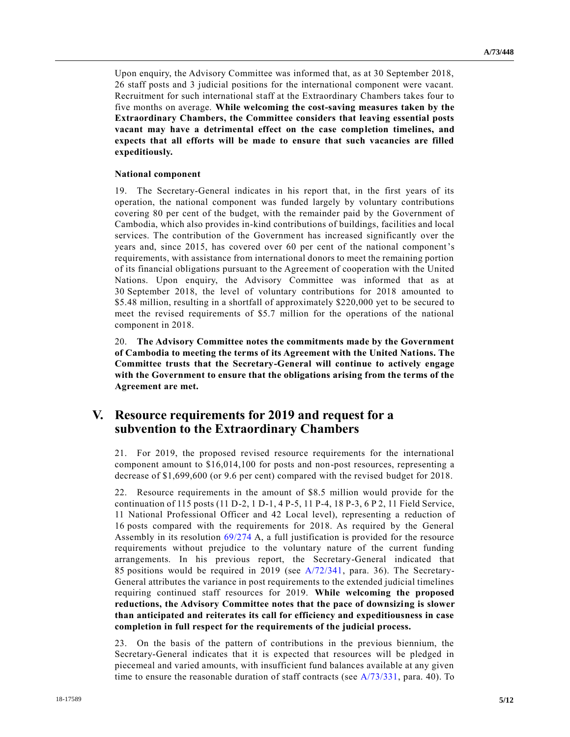Upon enquiry, the Advisory Committee was informed that, as at 30 September 2018, 26 staff posts and 3 judicial positions for the international component were vacant. Recruitment for such international staff at the Extraordinary Chambers takes four to five months on average. **While welcoming the cost-saving measures taken by the Extraordinary Chambers, the Committee considers that leaving essential posts vacant may have a detrimental effect on the case completion timelines, and expects that all efforts will be made to ensure that such vacancies are filled expeditiously.**

### National component

19. The Secretary-General indicates in his report that, in the first years of its operation, the national component was funded largely by voluntary contributions covering 80 per cent of the budget, with the remainder paid by the Government of Cambodia, which also provides in-kind contributions of buildings, facilities and local services. The contribution of the Government has increased significantly over the years and, since 2015, has covered over 60 per cent of the national component's requirements, with assistance from international donors to meet the remaining portion of its financial obligations pursuant to the Agreement of cooperation with the United Nations. Upon enquiry, the Advisory Committee was informed that as at 30 September 2018, the level of voluntary contributions for 2018 amounted to $5.48 million, resulting in a shortfall of approximately $220,000 yet to be secured to meet the revised requirements of $5.7 million for the operations of the national component in 2018.

20. **The Advisory Committee notes the commitments made by the Government of Cambodia to meeting the terms of its Agreement with the United Nations. The Committee trusts that the Secretary-General will continue to actively engage with the Government to ensure that the obligations arising from the terms of the Agreement are met.**

## V. Resource requirements for 2019 and request for a subvention to the Extraordinary Chambers

21. For 2019, the proposed revised resource requirements for the international component amount to $16,014,100 for posts and non-post resources, representing a decrease of $1,699,600 (or 9.6 per cent) compared with the revised budget for 2018.

22. Resource requirements in the amount of $8.5 million would provide for the continuation of 115 posts (11 D-2, 1 D-1, 4 P-5, 11 P-4, 18 P-3, 6 P 2, 11 Field Service, 11 National Professional Officer and 42 Local level), representing a reduction of 16 posts compared with the requirements for 2018. As required by the General Assembly in its resolution 69/274 A, a full justification is provided for the resource requirements without prejudice to the voluntary nature of the current funding arrangements. In his previous report, the Secretary-General indicated that 85 positions would be required in 2019 (see A/72/341, para. 36). The Secretary-General attributes the variance in post requirements to the extended judicial timelines requiring continued staff resources for 2019. **While welcoming the proposed reductions, the Advisory Committee notes that the pace of downsizing is slower than anticipated and reiterates its call for efficiency and expeditiousness in case completion in full respect for the requirements of the judicial process.**

23. On the basis of the pattern of contributions in the previous biennium, the Secretary-General indicates that it is expected that resources will be pledged in piecemeal and varied amounts, with insufficient fund balances available at any given time to ensure the reasonable duration of staff contracts (see A/73/331, para. 40). To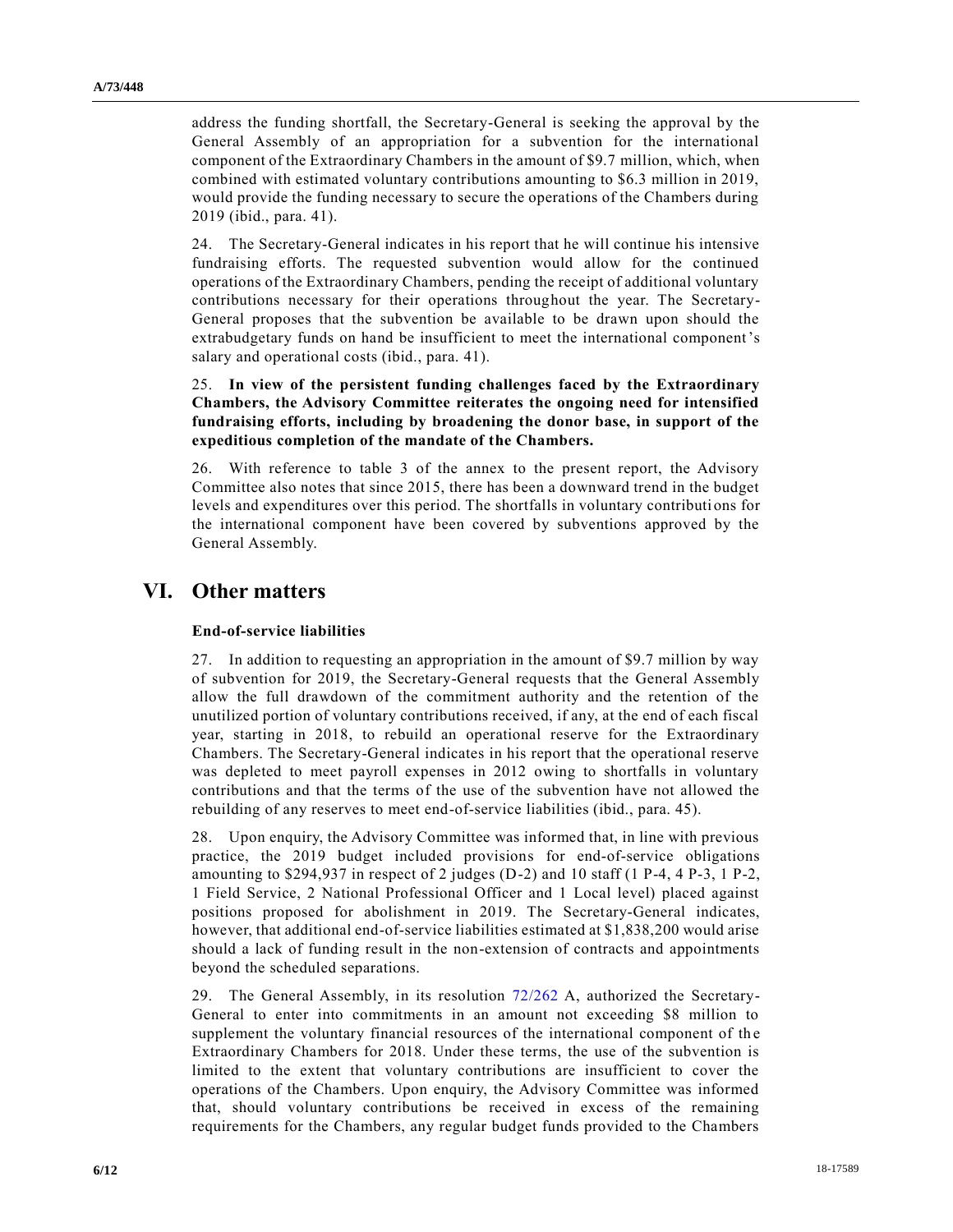address the funding shortfall, the Secretary-General is seeking the approval by the General Assembly of an appropriation for a subvention for the international component of the Extraordinary Chambers in the amount of $9.7 million, which, when combined with estimated voluntary contributions amounting to $6.3 million in 2019, would provide the funding necessary to secure the operations of the Chambers during 2019 (ibid., para. 41).

24. The Secretary-General indicates in his report that he will continue his intensive fundraising efforts. The requested subvention would allow for the continued operations of the Extraordinary Chambers, pending the receipt of additional voluntary contributions necessary for their operations throughout the year. The Secretary-General proposes that the subvention be available to be drawn upon should the extrabudgetary funds on hand be insufficient to meet the international component's salary and operational costs (ibid., para. 41).

25. **In view of the persistent funding challenges faced by the Extraordinary Chambers, the Advisory Committee reiterates the ongoing need for intensified fundraising efforts, including by broadening the donor base, in support of the expeditious completion of the mandate of the Chambers.**

26. With reference to table 3 of the annex to the present report, the Advisory Committee also notes that since 2015, there has been a downward trend in the budget levels and expenditures over this period. The shortfalls in voluntary contributions for the international component have been covered by subventions approved by the General Assembly.

# VI. Other matters

### End-of-service liabilities

27. In addition to requesting an appropriation in the amount of $9.7 million by way of subvention for 2019, the Secretary-General requests that the General Assembly allow the full drawdown of the commitment authority and the retention of the unutilized portion of voluntary contributions received, if any, at the end of each fiscal year, starting in 2018, to rebuild an operational reserve for the Extraordinary Chambers. The Secretary-General indicates in his report that the operational reserve was depleted to meet payroll expenses in 2012 owing to shortfalls in voluntary contributions and that the terms of the use of the subvention have not allowed the rebuilding of any reserves to meet end-of-service liabilities (ibid., para. 45).

28. Upon enquiry, the Advisory Committee was informed that, in line with previous practice, the 2019 budget included provisions for end-of-service obligations amounting to $294,937 in respect of 2 judges (D-2) and 10 staff (1 P-4, 4 P-3, 1 P-2, 1 Field Service, 2 National Professional Officer and 1 Local level) placed against positions proposed for abolishment in 2019. The Secretary-General indicates, however, that additional end-of-service liabilities estimated at $1,838,200 would arise should a lack of funding result in the non-extension of contracts and appointments beyond the scheduled separations.

29. The General Assembly, in its resolution 72/262 A, authorized the Secretary-General to enter into commitments in an amount not exceeding $8 million to supplement the voluntary financial resources of the international component of the Extraordinary Chambers for 2018. Under these terms, the use of the subvention is limited to the extent that voluntary contributions are insufficient to cover the operations of the Chambers. Upon enquiry, the Advisory Committee was informed that, should voluntary contributions be received in excess of the remaining requirements for the Chambers, any regular budget funds provided to the Chambers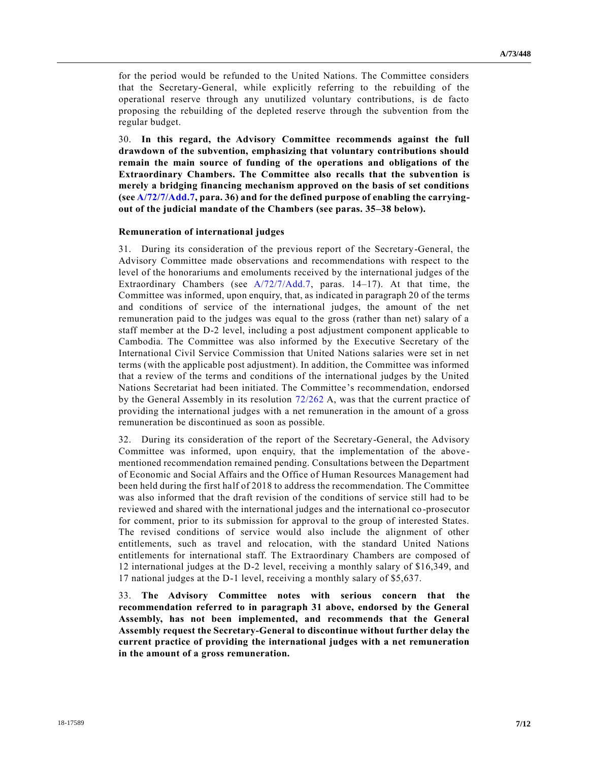for the period would be refunded to the United Nations. The Committee considers that the Secretary-General, while explicitly referring to the rebuilding of the operational reserve through any unutilized voluntary contributions, is de facto proposing the rebuilding of the depleted reserve through the subvention from the regular budget.

30. **In this regard, the Advisory Committee recommends against the full drawdown of the subvention, emphasizing that voluntary contributions should remain the main source of funding of the operations and obligations of the Extraordinary Chambers. The Committee also recalls that the subvention is merely a bridging financing mechanism approved on the basis of set conditions (see A/72/7/Add.7, para. 36) and for the defined purpose of enabling the carrying-out of the judicial mandate of the Chambers (see paras. 35–38 below).**

### Remuneration of international judges

31. During its consideration of the previous report of the Secretary-General, the Advisory Committee made observations and recommendations with respect to the level of the honorariums and emoluments received by the international judges of the Extraordinary Chambers (see A/72/7/Add.7, paras. 14–17). At that time, the Committee was informed, upon enquiry, that, as indicated in paragraph 20 of the terms and conditions of service of the international judges, the amount of the net remuneration paid to the judges was equal to the gross (rather than net) salary of a staff member at the D-2 level, including a post adjustment component applicable to Cambodia. The Committee was also informed by the Executive Secretary of the International Civil Service Commission that United Nations salaries were set in net terms (with the applicable post adjustment). In addition, the Committee was informed that a review of the terms and conditions of the international judges by the United Nations Secretariat had been initiated. The Committee's recommendation, endorsed by the General Assembly in its resolution 72/262 A, was that the current practice of providing the international judges with a net remuneration in the amount of a gross remuneration be discontinued as soon as possible.

32. During its consideration of the report of the Secretary-General, the Advisory Committee was informed, upon enquiry, that the implementation of the above-mentioned recommendation remained pending. Consultations between the Department of Economic and Social Affairs and the Office of Human Resources Management had been held during the first half of 2018 to address the recommendation. The Committee was also informed that the draft revision of the conditions of service still had to be reviewed and shared with the international judges and the international co-prosecutor for comment, prior to its submission for approval to the group of interested States. The revised conditions of service would also include the alignment of other entitlements, such as travel and relocation, with the standard United Nations entitlements for international staff. The Extraordinary Chambers are composed of 12 international judges at the D-2 level, receiving a monthly salary of $16,349, and 17 national judges at the D-1 level, receiving a monthly salary of $5,637.

33. **The Advisory Committee notes with serious concern that the recommendation referred to in paragraph 31 above, endorsed by the General Assembly, has not been implemented, and recommends that the General Assembly request the Secretary-General to discontinue without further delay the current practice of providing the international judges with a net remuneration in the amount of a gross remuneration.**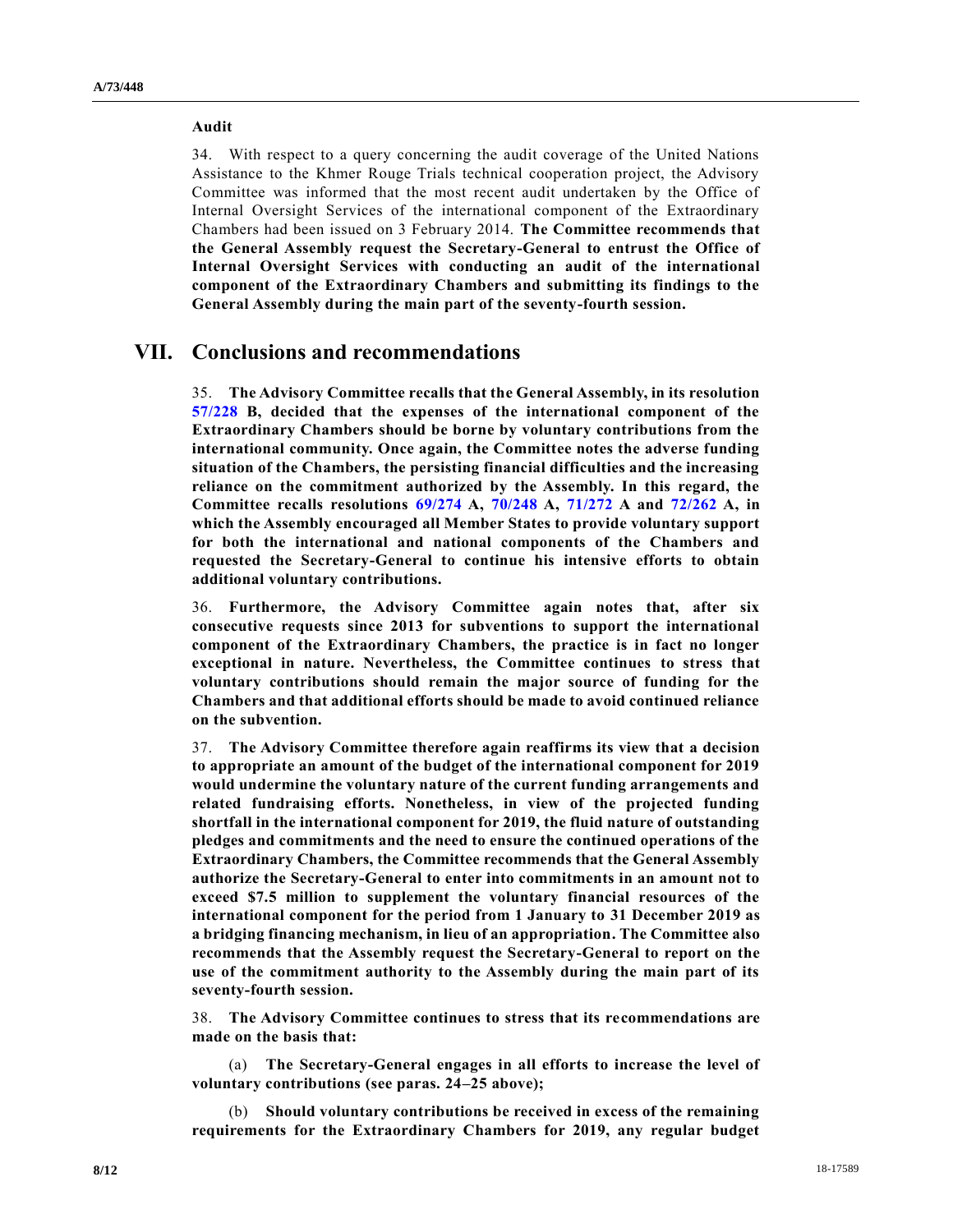### Audit

34. With respect to a query concerning the audit coverage of the United Nations Assistance to the Khmer Rouge Trials technical cooperation project, the Advisory Committee was informed that the most recent audit undertaken by the Office of Internal Oversight Services of the international component of the Extraordinary Chambers had been issued on 3 February 2014. **The Committee recommends that the General Assembly request the Secretary-General to entrust the Office of Internal Oversight Services with conducting an audit of the international component of the Extraordinary Chambers and submitting its findings to the General Assembly during the main part of the seventy-fourth session.**

## VII. Conclusions and recommendations

35. **The Advisory Committee recalls that the General Assembly, in its resolution 57/228 B, decided that the expenses of the international component of the Extraordinary Chambers should be borne by voluntary contributions from the international community. Once again, the Committee notes the adverse funding situation of the Chambers, the persisting financial difficulties and the increasing reliance on the commitment authorized by the Assembly. In this regard, the Committee recalls resolutions 69/274 A, 70/248 A, 71/272 A and 72/262 A, in which the Assembly encouraged all Member States to provide voluntary support for both the international and national components of the Chambers and requested the Secretary-General to continue his intensive efforts to obtain additional voluntary contributions.**

36. **Furthermore, the Advisory Committee again notes that, after six consecutive requests since 2013 for subventions to support the international component of the Extraordinary Chambers, the practice is in fact no longer exceptional in nature. Nevertheless, the Committee continues to stress that voluntary contributions should remain the major source of funding for the Chambers and that additional efforts should be made to avoid continued reliance on the subvention.**

37. **The Advisory Committee therefore again reaffirms its view that a decision to appropriate an amount of the budget of the international component for 2019 would undermine the voluntary nature of the current funding arrangements and related fundraising efforts. Nonetheless, in view of the projected funding shortfall in the international component for 2019, the fluid nature of outstanding pledges and commitments and the need to ensure the continued operations of the Extraordinary Chambers, the Committee recommends that the General Assembly authorize the Secretary-General to enter into commitments in an amount not to exceed $7.5 million to supplement the voluntary financial resources of the international component for the period from 1 January to 31 December 2019 as a bridging financing mechanism, in lieu of an appropriation. The Committee also recommends that the Assembly request the Secretary-General to report on the use of the commitment authority to the Assembly during the main part of its seventy-fourth session.**

38. **The Advisory Committee continues to stress that its recommendations are made on the basis that:**

(a) **The Secretary-General engages in all efforts to increase the level of voluntary contributions (see paras. 24–25 above);**

(b) **Should voluntary contributions be received in excess of the remaining requirements for the Extraordinary Chambers for 2019, any regular budget**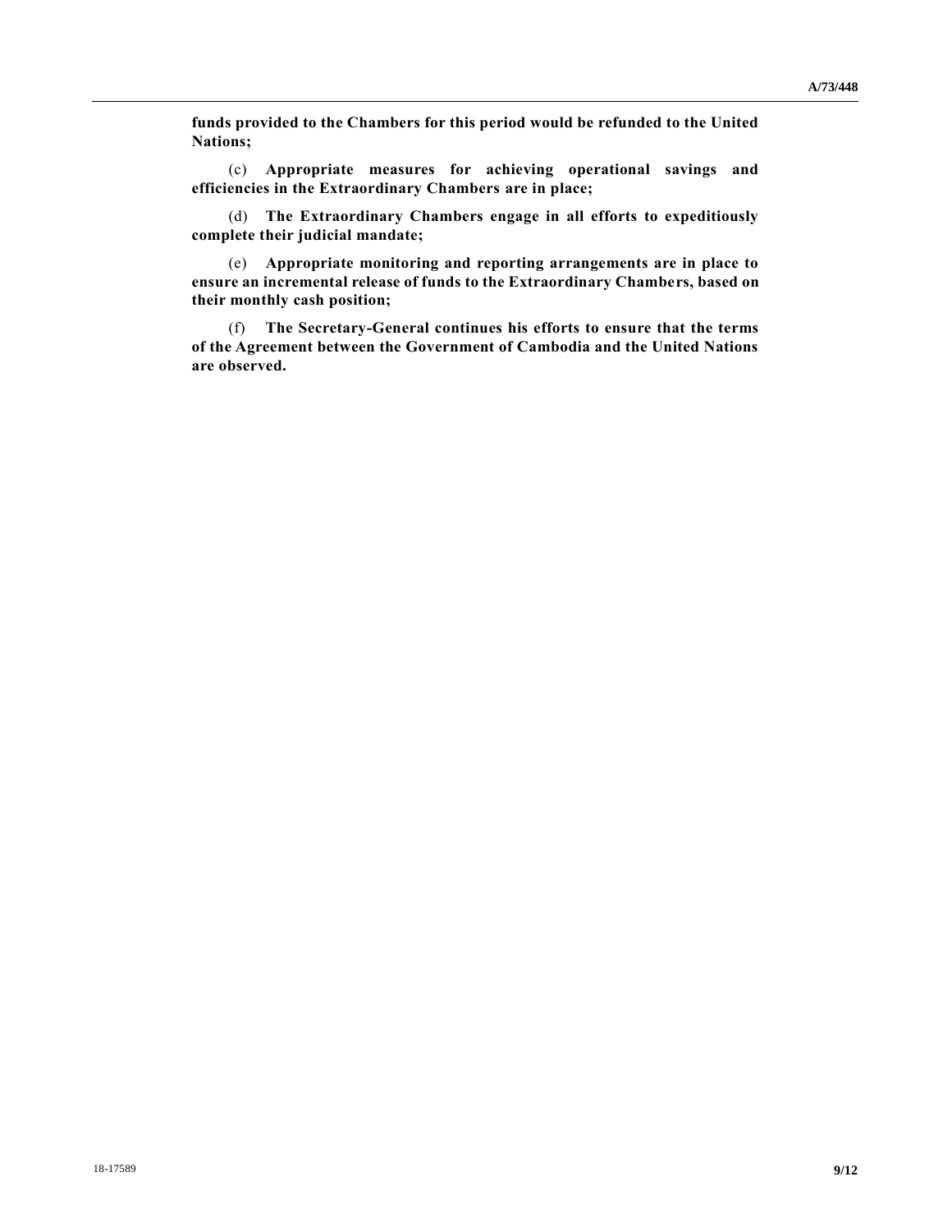**funds provided to the Chambers for this period would be refunded to the United Nations;**

(c) **Appropriate measures for achieving operational savings and efficiencies in the Extraordinary Chambers are in place;**

(d) **The Extraordinary Chambers engage in all efforts to expeditiously complete their judicial mandate;**

(e) **Appropriate monitoring and reporting arrangements are in place to ensure an incremental release of funds to the Extraordinary Chambers, based on their monthly cash position;**

(f) **The Secretary-General continues his efforts to ensure that the terms of the Agreement between the Government of Cambodia and the United Nations are observed.**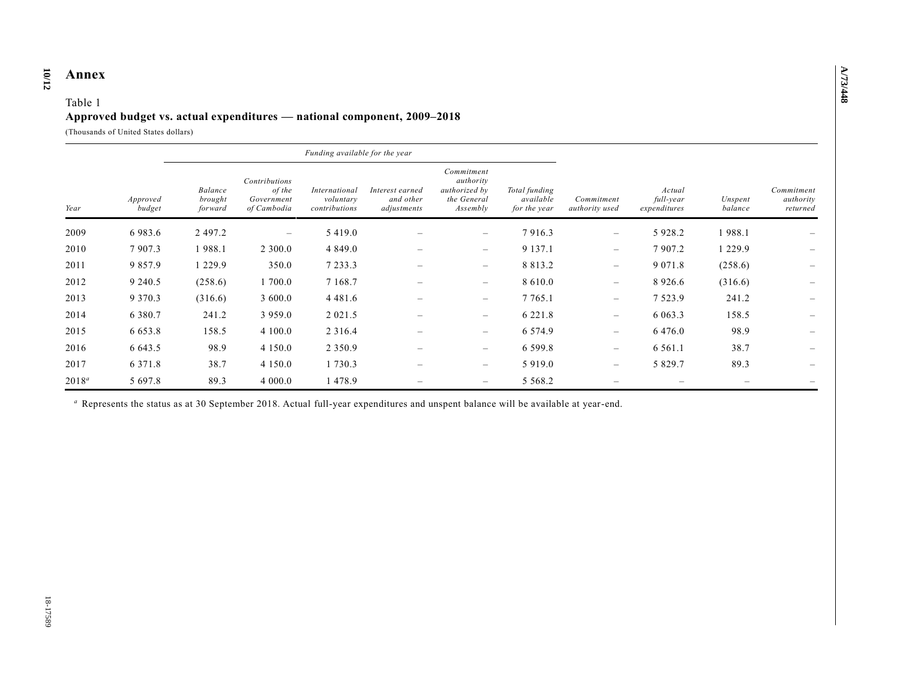# Annex

Table 1
**Approved budget vs. actual expenditures — national component, 2009–2018**
(Thousands of United States dollars)

| | | Funding available for the year | | | | | | | | | |
|---|---|---|---|---|---|---|---|---|---|---|---|
| *Year* | *Approved budget* | *Balance brought forward* | *Contributions of the Government of Cambodia* | *International voluntary contributions* | *Interest earned and other adjustments* | *Commitment authority authorized by the General Assembly* | *Total funding available for the year* | *Commitment authority used* | *Actual full-year expenditures* | *Unspent balance* | *Commitment authority returned* |
| 2009 | 6 983.6 | 2 497.2 | – | 5 419.0 | – | – | 7 916.3 | – | 5 928.2 | 1 988.1 | – |
| 2010 | 7 907.3 | 1 988.1 | 2 300.0 | 4 849.0 | – | – | 9 137.1 | – | 7 907.2 | 1 229.9 | – |
| 2011 | 9 857.9 | 1 229.9 | 350.0 | 7 233.3 | – | – | 8 813.2 | – | 9 071.8 | (258.6) | – |
| 2012 | 9 240.5 | (258.6) | 1 700.0 | 7 168.7 | – | – | 8 610.0 | – | 8 926.6 | (316.6) | – |
| 2013 | 9 370.3 | (316.6) | 3 600.0 | 4 481.6 | – | – | 7 765.1 | – | 7 523.9 | 241.2 | – |
| 2014 | 6 380.7 | 241.2 | 3 959.0 | 2 021.5 | – | – | 6 221.8 | – | 6 063.3 | 158.5 | – |
| 2015 | 6 653.8 | 158.5 | 4 100.0 | 2 316.4 | – | – | 6 574.9 | – | 6 476.0 | 98.9 | – |
| 2016 | 6 643.5 | 98.9 | 4 150.0 | 2 350.9 | – | – | 6 599.8 | – | 6 561.1 | 38.7 | – |
| 2017 | 6 371.8 | 38.7 | 4 150.0 | 1 730.3 | – | – | 5 919.0 | – | 5 829.7 | 89.3 | – |
| 2018[a] | 5 697.8 | 89.3 | 4 000.0 | 1 478.9 | – | – | 5 568.2 | – | – | – | – |

[a] Represents the status as at 30 September 2018. Actual full-year expenditures and unspent balance will be available at year-end.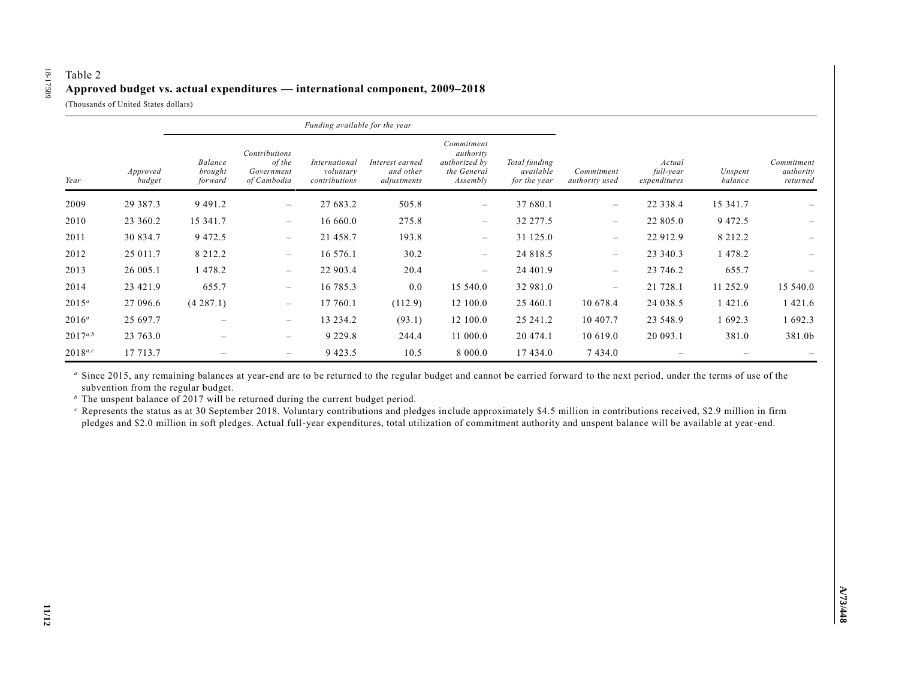Table 2

**Approved budget vs. actual expenditures — international component, 2009–2018**

(Thousands of United States dollars)

| | | Funding available for the year | | | | | | | | | |
|---|---|---|---|---|---|---|---|---|---|---|---|
| *Year* | *Approved budget* | *Balance brought forward* | *Contributions of the Government of Cambodia* | *International voluntary contributions* | *Interest earned and other adjustments* | *Commitment authority authorized by the General Assembly* | *Total funding available for the year* | *Commitment authority used* | *Actual full-year expenditures* | *Unspent balance* | *Commitment authority returned* |
| 2009 | 29 387.3 | 9 491.2 | – | 27 683.2 | 505.8 | – | 37 680.1 | – | 22 338.4 | 15 341.7 | – |
| 2010 | 23 360.2 | 15 341.7 | – | 16 660.0 | 275.8 | – | 32 277.5 | – | 22 805.0 | 9 472.5 | – |
| 2011 | 30 834.7 | 9 472.5 | – | 21 458.7 | 193.8 | – | 31 125.0 | – | 22 912.9 | 8 212.2 | – |
| 2012 | 25 011.7 | 8 212.2 | – | 16 576.1 | 30.2 | – | 24 818.5 | – | 23 340.3 | 1 478.2 | – |
| 2013 | 26 005.1 | 1 478.2 | – | 22 903.4 | 20.4 | – | 24 401.9 | – | 23 746.2 | 655.7 | – |
| 2014 | 23 421.9 | 655.7 | – | 16 785.3 | 0.0 | 15 540.0 | 32 981.0 | – | 21 728.1 | 11 252.9 | 15 540.0 |
| 2015[a] | 27 096.6 | (4 287.1) | – | 17 760.1 | (112.9) | 12 100.0 | 25 460.1 | 10 678.4 | 24 038.5 | 1 421.6 | 1 421.6 |
| 2016[a] | 25 697.7 | – | – | 13 234.2 | (93.1) | 12 100.0 | 25 241.2 | 10 407.7 | 23 548.9 | 1 692.3 | 1 692.3 |
| 2017[a,b] | 23 763.0 | – | – | 9 229.8 | 244.4 | 11 000.0 | 20 474.1 | 10 619.0 | 20 093.1 | 381.0 | 381.0b |
| 2018[a,c] | 17 713.7 | – | – | 9 423.5 | 10.5 | 8 000.0 | 17 434.0 | 7 434.0 | – | – | – |

[a] Since 2015, any remaining balances at year-end are to be returned to the regular budget and cannot be carried forward to the next period, under the terms of use of the subvention from the regular budget.

[b] The unspent balance of 2017 will be returned during the current budget period.

[c] Represents the status as at 30 September 2018. Voluntary contributions and pledges include approximately $4.5 million in contributions received, $2.9 million in firm pledges and $2.0 million in soft pledges. Actual full-year expenditures, total utilization of commitment authority and unspent balance will be available at year-end.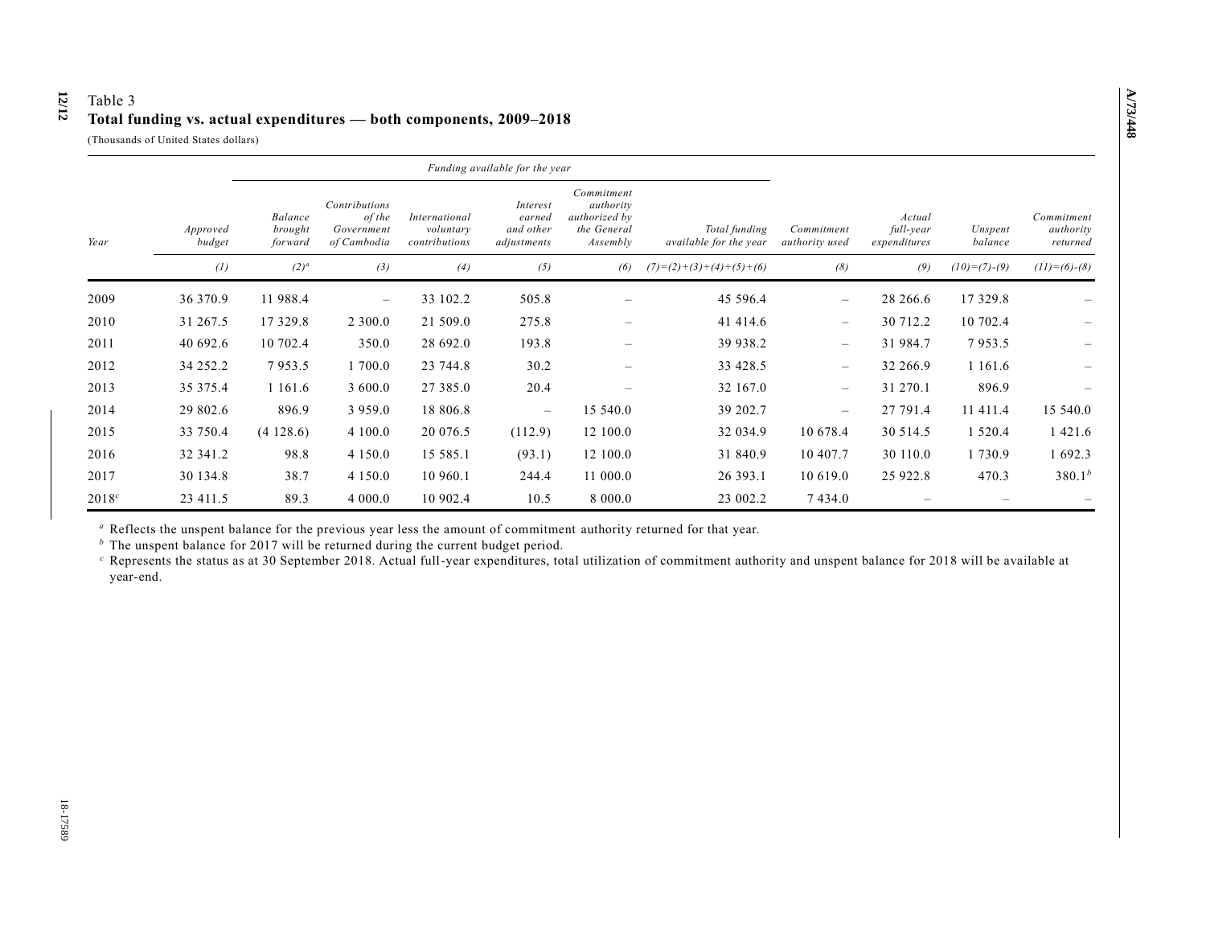Table 3

**Total funding vs. actual expenditures — both components, 2009–2018**

(Thousands of United States dollars)

| | | Funding available for the year | | | | | | | | | |
|---|---|---|---|---|---|---|---|---|---|---|---|
| *Year* | *Approved budget* | *Balance brought forward* | *Contributions of the Government of Cambodia* | *International voluntary contributions* | *Interest earned and other adjustments* | *Commitment authority authorized by the General Assembly* | *Total funding available for the year* | *Commitment authority used* | *Actual full-year expenditures* | *Unspent balance* | *Commitment authority returned* |
| | *(1)* | *(2)*[a] | *(3)* | *(4)* | *(5)* | *(6)* | *(7)=(2)+(3)+(4)+(5)+(6)* | *(8)* | *(9)* | *(10)=(7)-(9)* | *(11)=(6)-(8)* |
| 2009 | 36 370.9 | 11 988.4 | – | 33 102.2 | 505.8 | – | 45 596.4 | – | 28 266.6 | 17 329.8 | – |
| 2010 | 31 267.5 | 17 329.8 | 2 300.0 | 21 509.0 | 275.8 | – | 41 414.6 | – | 30 712.2 | 10 702.4 | – |
| 2011 | 40 692.6 | 10 702.4 | 350.0 | 28 692.0 | 193.8 | – | 39 938.2 | – | 31 984.7 | 7 953.5 | – |
| 2012 | 34 252.2 | 7 953.5 | 1 700.0 | 23 744.8 | 30.2 | – | 33 428.5 | – | 32 266.9 | 1 161.6 | – |
| 2013 | 35 375.4 | 1 161.6 | 3 600.0 | 27 385.0 | 20.4 | – | 32 167.0 | – | 31 270.1 | 896.9 | – |
| 2014 | 29 802.6 | 896.9 | 3 959.0 | 18 806.8 | – | 15 540.0 | 39 202.7 | – | 27 791.4 | 11 411.4 | 15 540.0 |
| 2015 | 33 750.4 | (4 128.6) | 4 100.0 | 20 076.5 | (112.9) | 12 100.0 | 32 034.9 | 10 678.4 | 30 514.5 | 1 520.4 | 1 421.6 |
| 2016 | 32 341.2 | 98.8 | 4 150.0 | 15 585.1 | (93.1) | 12 100.0 | 31 840.9 | 10 407.7 | 30 110.0 | 1 730.9 | 1 692.3 |
| 2017 | 30 134.8 | 38.7 | 4 150.0 | 10 960.1 | 244.4 | 11 000.0 | 26 393.1 | 10 619.0 | 25 922.8 | 470.3 | 380.1[b] |
| 2018[c] | 23 411.5 | 89.3 | 4 000.0 | 10 902.4 | 10.5 | 8 000.0 | 23 002.2 | 7 434.0 | – | – | – |

[a] Reflects the unspent balance for the previous year less the amount of commitment authority returned for that year.

[b] The unspent balance for 2017 will be returned during the current budget period.

[c] Represents the status as at 30 September 2018. Actual full-year expenditures, total utilization of commitment authority and unspent balance for 2018 will be available at year-end.